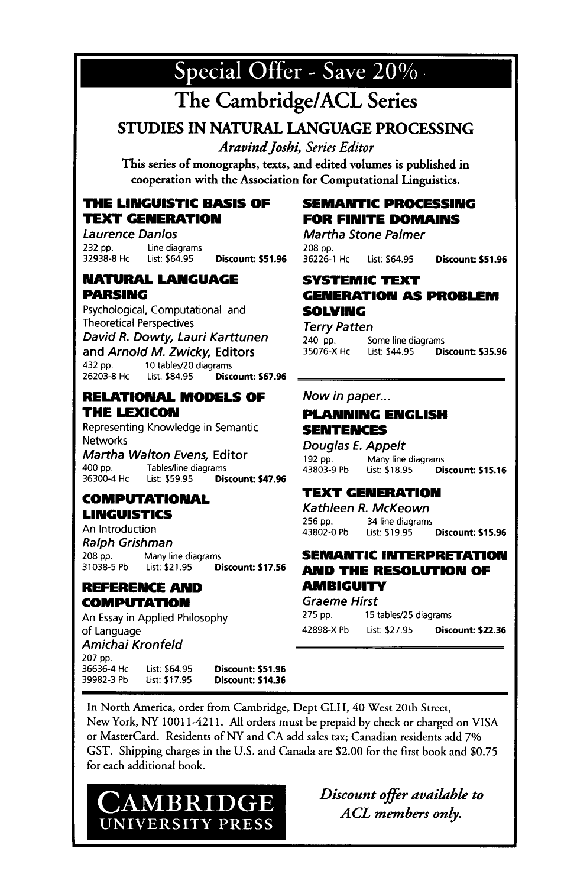# Special Offer - Save 20%

## The Cambridge/ACL Series

### STUDIES IN NATURAL LANGUAGE PROCESSING

*Aravind Joshi, Series Editor*

This series of monographs, texts, and edited volumes is published in cooperation with the Association for Computational Linguistics.

**THE LINGUISTIC BASIS OF TEXT GENERATION**

*Laurence Danlos*

232 pp. Line diagrams
32938-8 Hc List: $64.95 **Discount: $51.96**

**NATURAL LANGUAGE PARSING**

Psychological, Computational and Theoretical Perspectives

*David R. Dowty, Lauri Karttunen* and *Arnold M. Zwicky,* Editors

432 pp. 10 tables/20 diagrams
26203-8 Hc List: $84.95 **Discount: $67.96**

**RELATIONAL MODELS OF THE LEXICON**

Representing Knowledge in Semantic Networks

*Martha Walton Evens,* Editor

400 pp. Tables/line diagrams
36300-4 Hc List: $59.95 **Discount: $47.96**

**COMPUTATIONAL LINGUISTICS**

An Introduction

*Ralph Grishman*

208 pp. Many line diagrams
31038-5 Pb List: $21.95 **Discount: $17.56**

**REFERENCE AND COMPUTATION**

An Essay in Applied Philosophy of Language

*Amichai Kronfeld*

207 pp.
36636-4 Hc List: $64.95 **Discount: $51.96**
39982-3 Pb List: $17.95 **Discount: $14.36**

**SEMANTIC PROCESSING FOR FINITE DOMAINS**

*Martha Stone Palmer*

208 pp.
36226-1 Hc List: $64.95 **Discount: $51.96**

**SYSTEMIC TEXT GENERATION AS PROBLEM SOLVING**

*Terry Patten*

240 pp. Some line diagrams
35076-X Hc List: $44.95 **Discount: $35.96**

---

*Now in paper...*

**PLANNING ENGLISH SENTENCES**

*Douglas E. Appelt*

192 pp. Many line diagrams
43803-9 Pb List: $18.95 **Discount: $15.16**

**TEXT GENERATION**

*Kathleen R. McKeown*

256 pp. 34 line diagrams
43802-0 Pb List: $19.95 **Discount: $15.96**

**SEMANTIC INTERPRETATION AND THE RESOLUTION OF AMBIGUITY**

*Graeme Hirst*

275 pp. 15 tables/25 diagrams
42898-X Pb List: $27.95 **Discount: $22.36**

---

In North America, order from Cambridge, Dept GLH, 40 West 20th Street, New York, NY 10011-4211. All orders must be prepaid by check or charged on VISA or MasterCard. Residents of NY and CA add sales tax; Canadian residents add 7% GST. Shipping charges in the U.S. and Canada are $2.00 for the first book and $0.75 for each additional book.

CAMBRIDGE UNIVERSITY PRESS

*Discount offer available to ACL members only.*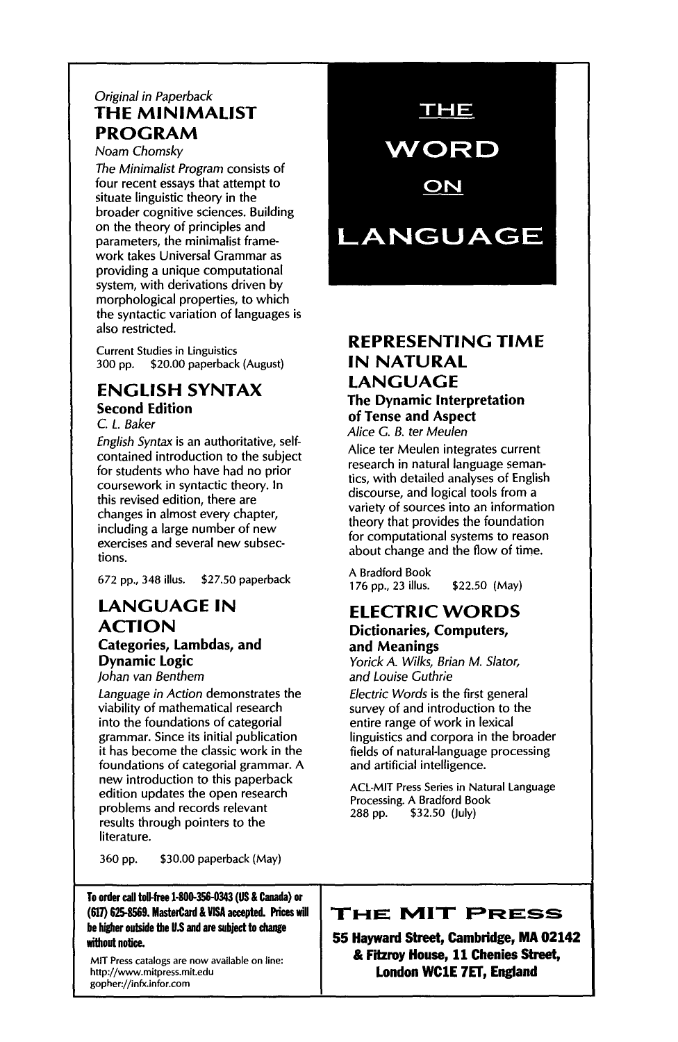# THE WORD ON LANGUAGE

*Original in Paperback*

## THE MINIMALIST PROGRAM

*Noam Chomsky*

*The Minimalist Program* consists of four recent essays that attempt to situate linguistic theory in the broader cognitive sciences. Building on the theory of principles and parameters, the minimalist framework takes Universal Grammar as providing a unique computational system, with derivations driven by morphological properties, to which the syntactic variation of languages is also restricted.

Current Studies in Linguistics
300 pp. $20.00 paperback (August)

## ENGLISH SYNTAX

### Second Edition

*C. L. Baker*

*English Syntax* is an authoritative, self-contained introduction to the subject for students who have had no prior coursework in syntactic theory. In this revised edition, there are changes in almost every chapter, including a large number of new exercises and several new subsections.

672 pp., 348 illus. $27.50 paperback

## LANGUAGE IN ACTION

### Categories, Lambdas, and Dynamic Logic

*Johan van Benthem*

*Language in Action* demonstrates the viability of mathematical research into the foundations of categorial grammar. Since its initial publication it has become the classic work in the foundations of categorial grammar. A new introduction to this paperback edition updates the open research problems and records relevant results through pointers to the literature.

360 pp. $30.00 paperback (May)

## REPRESENTING TIME IN NATURAL LANGUAGE

### The Dynamic Interpretation of Tense and Aspect

*Alice G. B. ter Meulen*

Alice ter Meulen integrates current research in natural language semantics, with detailed analyses of English discourse, and logical tools from a variety of sources into an information theory that provides the foundation for computational systems to reason about change and the flow of time.

A Bradford Book
176 pp., 23 illus. $22.50 (May)

## ELECTRIC WORDS

### Dictionaries, Computers, and Meanings

*Yorick A. Wilks, Brian M. Slator, and Louise Guthrie*

*Electric Words* is the first general survey of and introduction to the entire range of work in lexical linguistics and corpora in the broader fields of natural-language processing and artificial intelligence.

ACL-MIT Press Series in Natural Language Processing. A Bradford Book
288 pp. $32.50 (July)

**To order call toll-free 1-800-356-0343 (US & Canada) or (617) 625-8569. MasterCard & VISA accepted. Prices will be higher outside the U.S and are subject to change without notice.**

MIT Press catalogs are now available on line:
http://www.mitpress.mit.edu
gopher://infx.infor.com

## THE MIT PRESS

**55 Hayward Street, Cambridge, MA 02142**
**& Fitzroy House, 11 Chenies Street, London WC1E 7ET, England**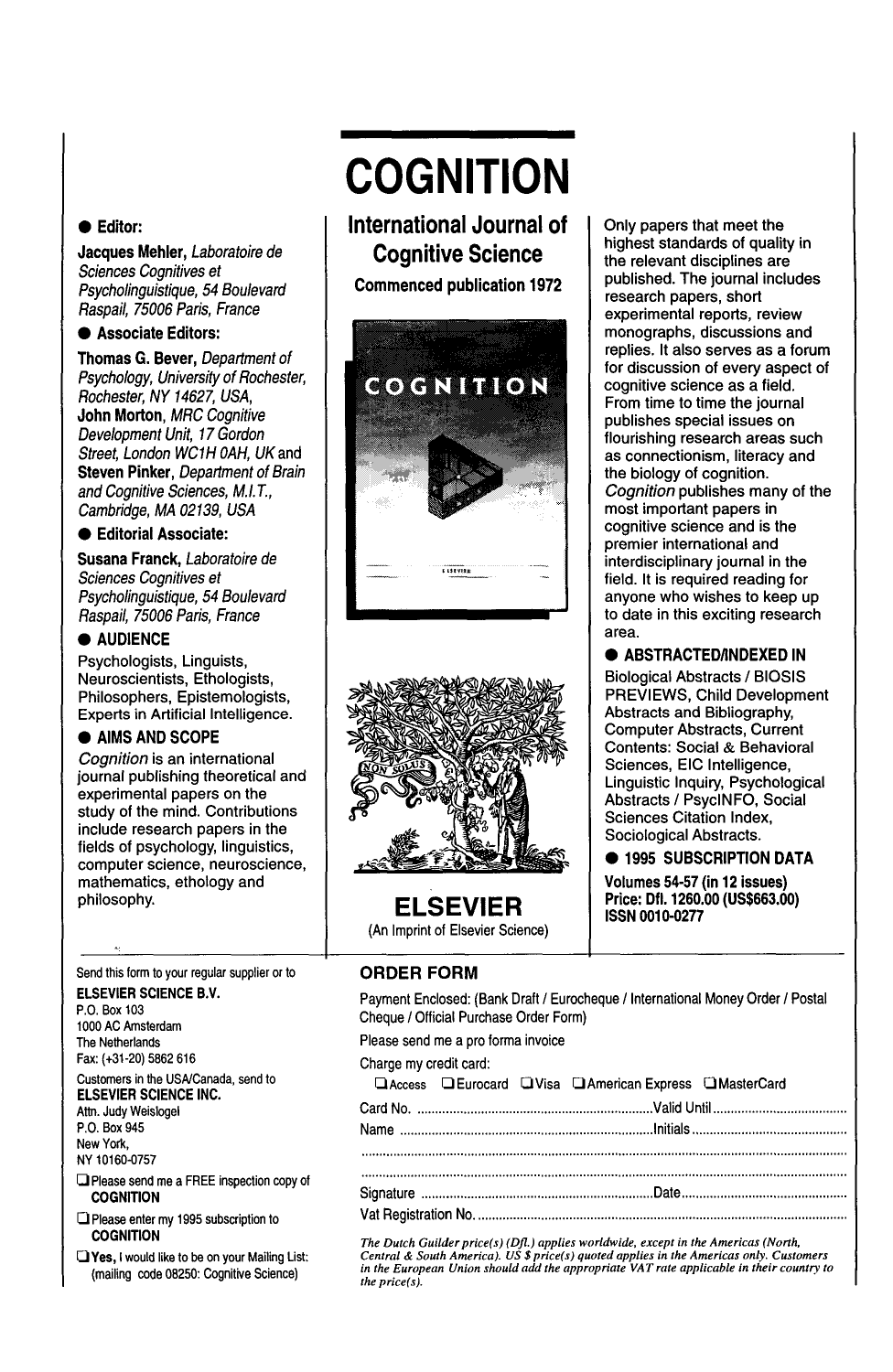# COGNITION

## International Journal of Cognitive Science

**Commenced publication 1972**

● **Editor:**

**Jacques Mehler**, *Laboratoire de Sciences Cognitives et Psycholinguistique, 54 Boulevard Raspail, 75006 Paris, France*

● **Associate Editors:**

**Thomas G. Bever**, *Department of Psychology, University of Rochester, Rochester, NY 14627, USA,*
**John Morton**, *MRC Cognitive Development Unit, 17 Gordon Street, London WC1H 0AH, UK* and
**Steven Pinker**, *Department of Brain and Cognitive Sciences, M.I.T., Cambridge, MA 02139, USA*

● **Editorial Associate:**

**Susana Franck**, *Laboratoire de Sciences Cognitives et Psycholinguistique, 54 Boulevard Raspail, 75006 Paris, France*

● **AUDIENCE**

Psychologists, Linguists, Neuroscientists, Ethologists, Philosophers, Epistemologists, Experts in Artificial Intelligence.

● **AIMS AND SCOPE**

*Cognition* is an international journal publishing theoretical and experimental papers on the study of the mind. Contributions include research papers in the fields of psychology, linguistics, computer science, neuroscience, mathematics, ethology and philosophy.

Only papers that meet the highest standards of quality in the relevant disciplines are published. The journal includes research papers, short experimental reports, review monographs, discussions and replies. It also serves as a forum for discussion of every aspect of cognitive science as a field. From time to time the journal publishes special issues on flourishing research areas such as connectionism, literacy and the biology of cognition. *Cognition* publishes many of the most important papers in cognitive science and is the premier international and interdisciplinary journal in the field. It is required reading for anyone who wishes to keep up to date in this exciting research area.

● **ABSTRACTED/INDEXED IN**

Biological Abstracts / BIOSIS PREVIEWS, Child Development Abstracts and Bibliography, Computer Abstracts, Current Contents: Social & Behavioral Sciences, EIC Intelligence, Linguistic Inquiry, Psychological Abstracts / PsycINFO, Social Sciences Citation Index, Sociological Abstracts.

● **1995 SUBSCRIPTION DATA**

**Volumes 54-57 (in 12 issues)**
**Price: Dfl. 1260.00 (US$663.00)**
**ISSN 0010-0277**

**ELSEVIER**
(An Imprint of Elsevier Science)

---

Send this form to your regular supplier or to
**ELSEVIER SCIENCE B.V.**
P.O. Box 103
1000 AC Amsterdam
The Netherlands
Fax: (+31-20) 5862 616

Customers in the USA/Canada, send to
**ELSEVIER SCIENCE INC.**
Attn. Judy Weislogel
P.O. Box 945
New York,
NY 10160-0757

❑ Please send me a FREE inspection copy of **COGNITION**

❑ Please enter my 1995 subscription to **COGNITION**

❑ **Yes,** I would like to be on your Mailing List: (mailing code 08250: Cognitive Science)

### ORDER FORM

Payment Enclosed: (Bank Draft / Eurocheque / International Money Order / Postal Cheque / Official Purchase Order Form)

Please send me a pro forma invoice

Charge my credit card:

❑ Access ❑ Eurocard ❑ Visa ❑ American Express ❑ MasterCard

Card No. .................................................. Valid Until ..................................

Name .................................................. Initials ..................................

..........................................................................................................

..........................................................................................................

Signature .................................................. Date ..................................

Vat Registration No. ..........................................................................................

*The Dutch Guilder price(s) (Dfl.) applies worldwide, except in the Americas (North, Central & South America). US $ price(s) quoted applies in the Americas only. Customers in the European Union should add the appropriate VAT rate applicable in their country to the price(s).*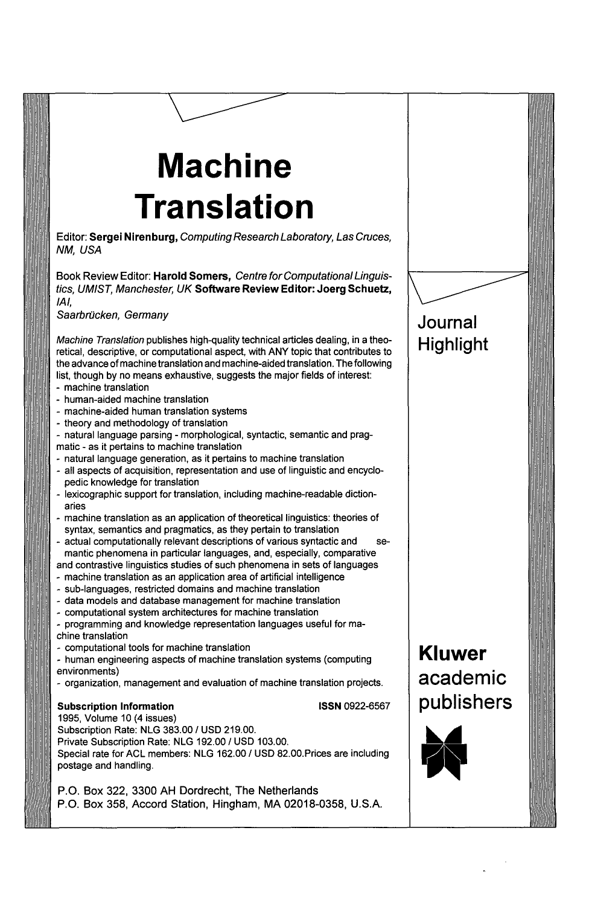# Machine Translation

Editor: **Sergei Nirenburg,** *Computing Research Laboratory, Las Cruces, NM, USA*

Book Review Editor: **Harold Somers,** *Centre for Computational Linguistics, UMIST, Manchester, UK* **Software Review Editor: Joerg Schuetz,** *IAI, Saarbrücken, Germany*

*Machine Translation* publishes high-quality technical articles dealing, in a theoretical, descriptive, or computational aspect, with ANY topic that contributes to the advance of machine translation and machine-aided translation. The following list, though by no means exhaustive, suggests the major fields of interest:

- machine translation
- human-aided machine translation
- machine-aided human translation systems
- theory and methodology of translation
- natural language parsing - morphological, syntactic, semantic and pragmatic - as it pertains to machine translation
- natural language generation, as it pertains to machine translation
- all aspects of acquisition, representation and use of linguistic and encyclopedic knowledge for translation
- lexicographic support for translation, including machine-readable dictionaries
- machine translation as an application of theoretical linguistics: theories of syntax, semantics and pragmatics, as they pertain to translation
- actual computationally relevant descriptions of various syntactic and semantic phenomena in particular languages, and, especially, comparative and contrastive linguistics studies of such phenomena in sets of languages
- machine translation as an application area of artificial intelligence
- sub-languages, restricted domains and machine translation
- data models and database management for machine translation
- computational system architectures for machine translation
- programming and knowledge representation languages useful for machine translation
- computational tools for machine translation
- human engineering aspects of machine translation systems (computing environments)
- organization, management and evaluation of machine translation projects.

**Subscription Information** **ISSN** 0922-6567

1995, Volume 10 (4 issues)
Subscription Rate: NLG 383.00 / USD 219.00.
Private Subscription Rate: NLG 192.00 / USD 103.00.
Special rate for ACL members: NLG 162.00 / USD 82.00. Prices are including postage and handling.

P.O. Box 322, 3300 AH Dordrecht, The Netherlands
P.O. Box 358, Accord Station, Hingham, MA 02018-0358, U.S.A.

Journal Highlight

**Kluwer** academic publishers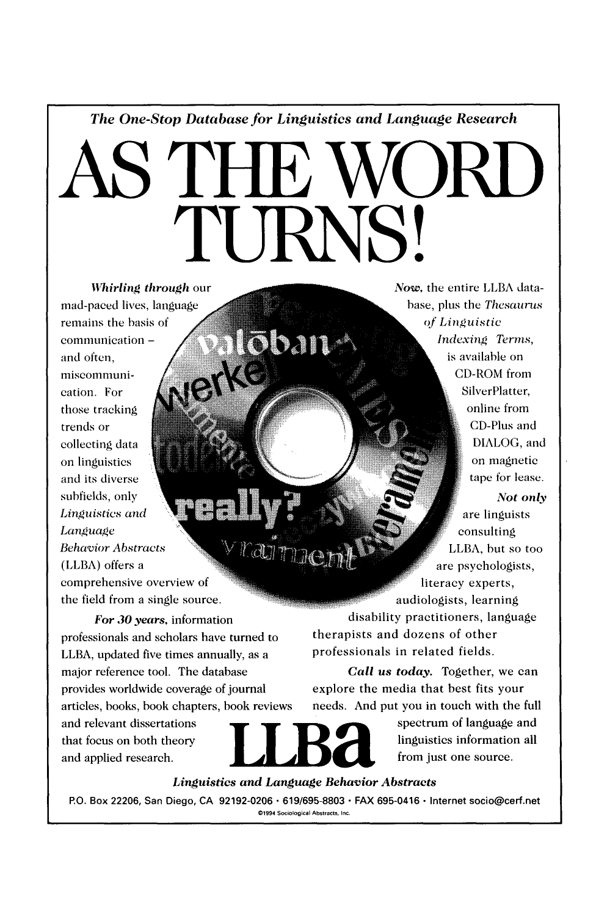*The One-Stop Database for Linguistics and Language Research*

# AS THE WORD TURNS!

***Whirling through*** our mad-paced lives, language remains the basis of communication – and often, miscommunication. For those tracking trends or collecting data on linguistics and its diverse subfields, only *Linguistics and Language Behavior Abstracts* (LLBA) offers a comprehensive overview of the field from a single source.

***For 30 years,*** information professionals and scholars have turned to LLBA, updated five times annually, as a major reference tool. The database provides worldwide coverage of journal articles, books, book chapters, book reviews and relevant dissertations that focus on both theory and applied research.

***Now,*** the entire LLBA database, plus the *Thesaurus of Linguistic Indexing Terms,* is available on CD-ROM from SilverPlatter, online from CD-Plus and DIALOG, and on magnetic tape for lease.

***Not only*** are linguists consulting LLBA, but so too are psychologists, literacy experts, audiologists, learning disability practitioners, language therapists and dozens of other professionals in related fields.

***Call us today.*** Together, we can explore the media that best fits your needs. And put you in touch with the full spectrum of language and linguistics information all from just one source.

**LLBa**

***Linguistics and Language Behavior Abstracts***

P.O. Box 22206, San Diego, CA 92192-0206 · 619/695-8803 · FAX 695-0416 · Internet socio@cerf.net

©1994 Sociological Abstracts, Inc.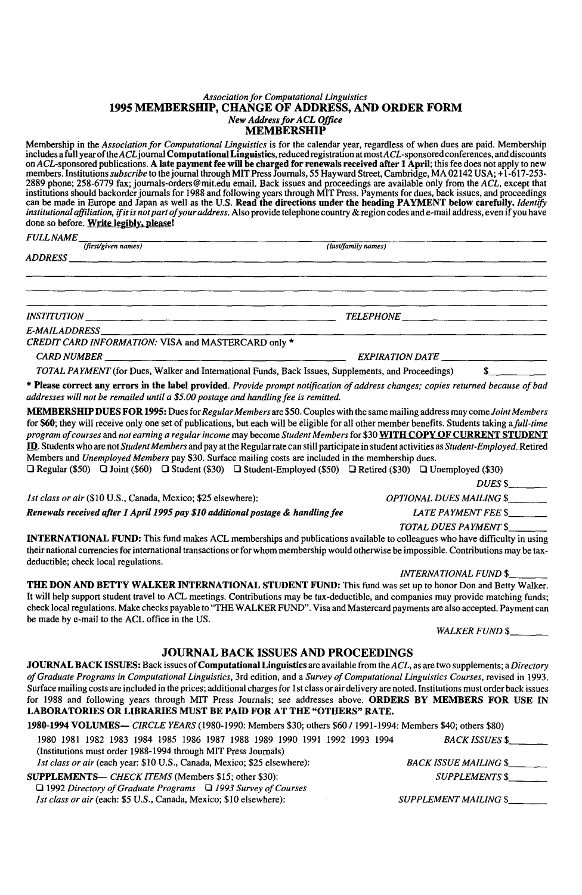*Association for Computational Linguistics*

# 1995 MEMBERSHIP, CHANGE OF ADDRESS, AND ORDER FORM

*New Address for ACL Office*

## MEMBERSHIP

Membership in the *Association for Computational Linguistics* is for the calendar year, regardless of when dues are paid. Membership includes a full year of the *ACL* journal **Computational Linguistics**, reduced registration at most *ACL*-sponsored conferences, and discounts on *ACL*-sponsored publications. **A late payment fee will be charged for renewals received after 1 April**; this fee does not apply to new members. Institutions *subscribe* to the journal through MIT Press Journals, 55 Hayward Street, Cambridge, MA 02142 USA; +1-617-253-2889 phone; 258-6779 fax; journals-orders@mit.edu email. Back issues and proceedings are available only from the *ACL*, except that institutions should backorder journals for 1988 and following years through MIT Press. Payments for dues, back issues, and proceedings can be made in Europe and Japan as well as the U.S. **Read the directions under the heading PAYMENT below carefully.** *Identify institutional affiliation, if it is not part of your address.* Also provide telephone country & region codes and e-mail address, even if you have done so before. **Write legibly, please!**

*FULL NAME* ______________________ (*first/given names*) ______________________ (*last/family names*)

*ADDRESS* ____________________________________________

____________________________________________

____________________________________________

____________________________________________

*INSTITUTION* ______________________ *TELEPHONE* ______________________

*E-MAIL ADDRESS* ____________________________________________

*CREDIT CARD INFORMATION:* VISA and MASTERCARD only *

*CARD NUMBER* ______________________ *EXPIRATION DATE* ______________________

*TOTAL PAYMENT* (for Dues, Walker and International Funds, Back Issues, Supplements, and Proceedings) $________

* **Please correct any errors in the label provided.** *Provide prompt notification of address changes; copies returned because of bad addresses will not be remailed until a $5.00 postage and handling fee is remitted.*

**MEMBERSHIP DUES FOR 1995:** Dues for *Regular Members* are $50. Couples with the same mailing address may come *Joint Members* for **$60**; they will receive only one set of publications, but each will be eligible for all other member benefits. Students taking a *full-time program of courses* and *not earning a regular income* may become *Student Members* for $30 **WITH COPY OF CURRENT STUDENT ID**. Students who are not *Student Members* and pay at the Regular rate can still participate in student activities as *Student-Employed*. Retired Members and *Unemployed Members* pay $30. Surface mailing costs are included in the membership dues.

❑ Regular ($50) ❑ Joint ($60) ❑ Student ($30) ❑ Student-Employed ($50) ❑ Retired ($30) ❑ Unemployed ($30)

*DUES* $________

*1st class or air* ($10 U.S., Canada, Mexico; $25 elsewhere): *OPTIONAL DUES MAILING* $________

***Renewals received after 1 April 1995 pay $10 additional postage & handling fee*** *LATE PAYMENT FEE* $________

*TOTAL DUES PAYMENT* $________

**INTERNATIONAL FUND:** This fund makes ACL memberships and publications available to colleagues who have difficulty in using their national currencies for international transactions or for whom membership would otherwise be impossible. Contributions may be tax-deductible; check local regulations.

*INTERNATIONAL FUND* $________

**THE DON AND BETTY WALKER INTERNATIONAL STUDENT FUND:** This fund was set up to honor Don and Betty Walker. It will help support student travel to ACL meetings. Contributions may be tax-deductible, and companies may provide matching funds; check local regulations. Make checks payable to "THE WALKER FUND". Visa and Mastercard payments are also accepted. Payment can be made by e-mail to the ACL office in the US.

*WALKER FUND* $________

## JOURNAL BACK ISSUES AND PROCEEDINGS

**JOURNAL BACK ISSUES:** Back issues of **Computational Linguistics** are available from the *ACL*, as are two supplements; a *Directory of Graduate Programs in Computational Linguistics*, 3rd edition, and a *Survey of Computational Linguistics Courses*, revised in 1993. Surface mailing costs are included in the prices; additional charges for 1st class or air delivery are noted. Institutions must order back issues for 1988 and following years through MIT Press Journals; see addresses above. **ORDERS BY MEMBERS FOR USE IN LABORATORIES OR LIBRARIES MUST BE PAID FOR AT THE "OTHERS" RATE.**

**1980-1994 VOLUMES**— *CIRCLE YEARS* (1980-1990: Members $30; others $60 / 1991-1994: Members $40; others $80)

1980 1981 1982 1983 1984 1985 1986 1987 1988 1989 1990 1991 1992 1993 1994 *BACK ISSUES* $________

(Institutions must order 1988-1994 through MIT Press Journals)

*1st class or air* (each year: $10 U.S., Canada, Mexico; $25 elsewhere): *BACK ISSUE MAILING* $________

**SUPPLEMENTS**— *CHECK ITEMS* (Members $15; other $30): *SUPPLEMENTS* $________

❑ 1992 *Directory of Graduate Programs* ❑ *1993 Survey of Courses*

*1st class or air* (each: $5 U.S., Canada, Mexico; $10 elsewhere): *SUPPLEMENT MAILING* $________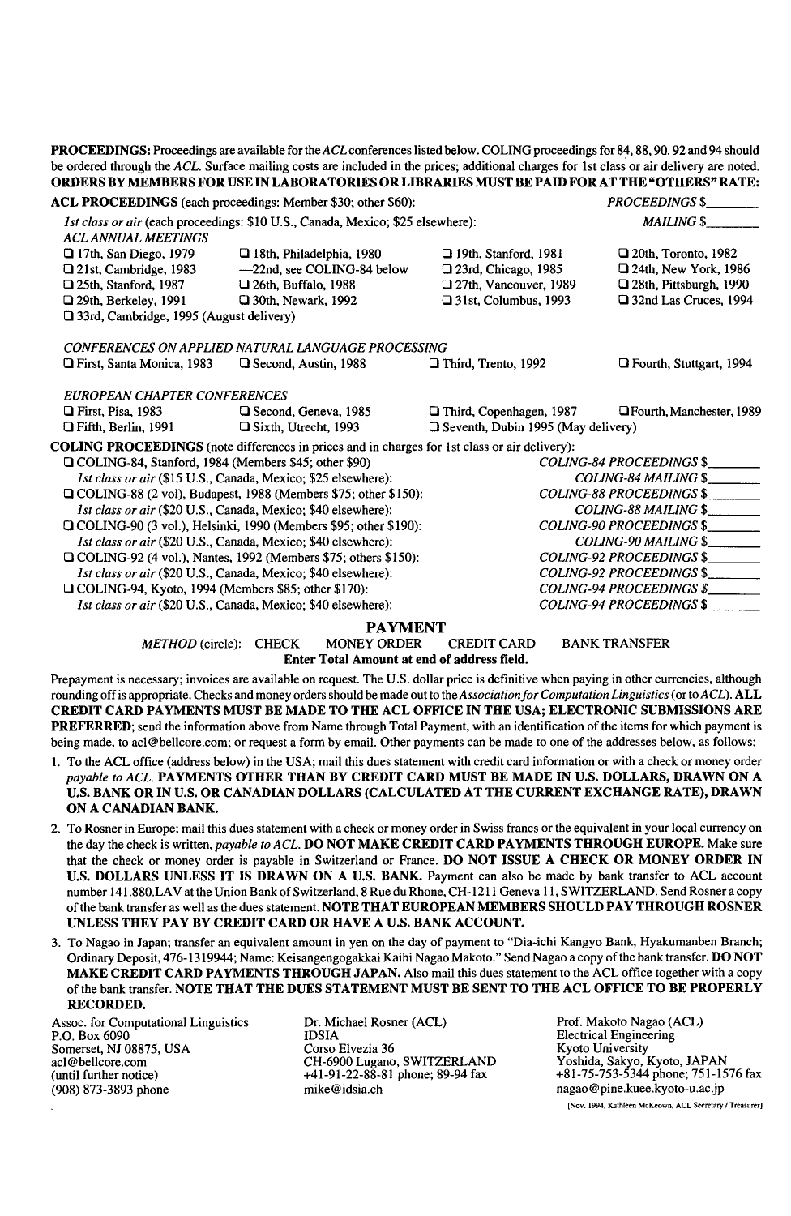**PROCEEDINGS:** Proceedings are available for the *ACL* conferences listed below. COLING proceedings for 84, 88, 90. 92 and 94 should be ordered through the *ACL*. Surface mailing costs are included in the prices; additional charges for 1st class or air delivery are noted. **ORDERS BY MEMBERS FOR USE IN LABORATORIES OR LIBRARIES MUST BE PAID FOR AT THE "OTHERS" RATE:**

**ACL PROCEEDINGS** (each proceedings: Member $30; other $60): *PROCEEDINGS* $________

*1st class or air* (each proceedings: $10 U.S., Canada, Mexico; $25 elsewhere): *MAILING* $________

*ACL ANNUAL MEETINGS*

- ❑ 17th, San Diego, 1979
- ❑ 18th, Philadelphia, 1980
- ❑ 19th, Stanford, 1981
- ❑ 20th, Toronto, 1982
- ❑ 21st, Cambridge, 1983
- —22nd, see COLING-84 below
- ❑ 23rd, Chicago, 1985
- ❑ 24th, New York, 1986
- ❑ 25th, Stanford, 1987
- ❑ 26th, Buffalo, 1988
- ❑ 27th, Vancouver, 1989
- ❑ 28th, Pittsburgh, 1990
- ❑ 29th, Berkeley, 1991
- ❑ 30th, Newark, 1992
- ❑ 31st, Columbus, 1993
- ❑ 32nd Las Cruces, 1994
- ❑ 33rd, Cambridge, 1995 (August delivery)

*CONFERENCES ON APPLIED NATURAL LANGUAGE PROCESSING*

- ❑ First, Santa Monica, 1983
- ❑ Second, Austin, 1988
- ❑ Third, Trento, 1992
- ❑ Fourth, Stuttgart, 1994

*EUROPEAN CHAPTER CONFERENCES*

- ❑ First, Pisa, 1983
- ❑ Second, Geneva, 1985
- ❑ Third, Copenhagen, 1987
- ❑ Fourth, Manchester, 1989
- ❑ Fifth, Berlin, 1991
- ❑ Sixth, Utrecht, 1993
- ❑ Seventh, Dubin 1995 (May delivery)

**COLING PROCEEDINGS** (note differences in prices and in charges for 1st class or air delivery):

- ❑ COLING-84, Stanford, 1984 (Members $45; other $90) — *COLING-84 PROCEEDINGS* $________
  - *1st class or air* ($15 U.S., Canada, Mexico; $25 elsewhere): — *COLING-84 MAILING* $________
- ❑ COLING-88 (2 vol), Budapest, 1988 (Members $75; other $150): — *COLING-88 PROCEEDINGS* $________
  - *1st class or air* ($20 U.S., Canada, Mexico; $40 elsewhere): — *COLING-88 MAILING* $________
- ❑ COLING-90 (3 vol.), Helsinki, 1990 (Members $95; other $190): — *COLING-90 PROCEEDINGS* $________
  - *1st class or air* ($20 U.S., Canada, Mexico; $40 elsewhere): — *COLING-90 MAILING* $________
- ❑ COLING-92 (4 vol.), Nantes, 1992 (Members $75; others $150): — *COLING-92 PROCEEDINGS* $________
  - *1st class or air* ($20 U.S., Canada, Mexico; $40 elsewhere): — *COLING-92 PROCEEDINGS* $________
- ❑ COLING-94, Kyoto, 1994 (Members $85; other $170): — *COLING-94 PROCEEDINGS* $________
  - *1st class or air* ($20 U.S., Canada, Mexico; $40 elsewhere): — *COLING-94 PROCEEDINGS* $________

## PAYMENT

*METHOD* (circle): CHECK MONEY ORDER CREDIT CARD BANK TRANSFER

**Enter Total Amount at end of address field.**

Prepayment is necessary; invoices are available on request. The U.S. dollar price is definitive when paying in other currencies, although rounding off is appropriate. Checks and money orders should be made out to the *Association for Computation Linguistics* (or to *ACL*). **ALL CREDIT CARD PAYMENTS MUST BE MADE TO THE ACL OFFICE IN THE USA; ELECTRONIC SUBMISSIONS ARE PREFERRED**; send the information above from Name through Total Payment, with an identification of the items for which payment is being made, to acl@bellcore.com; or request a form by email. Other payments can be made to one of the addresses below, as follows:

1. To the ACL office (address below) in the USA; mail this dues statement with credit card information or with a check or money order *payable to ACL*. **PAYMENTS OTHER THAN BY CREDIT CARD MUST BE MADE IN U.S. DOLLARS, DRAWN ON A U.S. BANK OR IN U.S. OR CANADIAN DOLLARS (CALCULATED AT THE CURRENT EXCHANGE RATE), DRAWN ON A CANADIAN BANK.**
2. To Rosner in Europe; mail this dues statement with a check or money order in Swiss francs or the equivalent in your local currency on the day the check is written, *payable to ACL*. **DO NOT MAKE CREDIT CARD PAYMENTS THROUGH EUROPE.** Make sure that the check or money order is payable in Switzerland or France. **DO NOT ISSUE A CHECK OR MONEY ORDER IN U.S. DOLLARS UNLESS IT IS DRAWN ON A U.S. BANK.** Payment can also be made by bank transfer to ACL account number 141.880.LAV at the Union Bank of Switzerland, 8 Rue du Rhone, CH-1211 Geneva 11, SWITZERLAND. Send Rosner a copy of the bank transfer as well as the dues statement. **NOTE THAT EUROPEAN MEMBERS SHOULD PAY THROUGH ROSNER UNLESS THEY PAY BY CREDIT CARD OR HAVE A U.S. BANK ACCOUNT.**
3. To Nagao in Japan; transfer an equivalent amount in yen on the day of payment to "Dia-ichi Kangyo Bank, Hyakumanben Branch; Ordinary Deposit, 476-1319944; Name: Keisangengogakkai Kaihi Nagao Makoto." Send Nagao a copy of the bank transfer. **DO NOT MAKE CREDIT CARD PAYMENTS THROUGH JAPAN.** Also mail this dues statement to the ACL office together with a copy of the bank transfer. **NOTE THAT THE DUES STATEMENT MUST BE SENT TO THE ACL OFFICE TO BE PROPERLY RECORDED.**

Assoc. for Computational Linguistics
P.O. Box 6090
Somerset, NJ 08875, USA
acl@bellcore.com
(until further notice)
(908) 873-3893 phone

Dr. Michael Rosner (ACL)
IDSIA
Corso Elvezia 36
CH-6900 Lugano, SWITZERLAND
+41-91-22-88-81 phone; 89-94 fax
mike@idsia.ch

Prof. Makoto Nagao (ACL)
Electrical Engineering
Kyoto University
Yoshida, Sakyo, Kyoto, JAPAN
+81-75-753-5344 phone; 751-1576 fax
nagao@pine.kuee.kyoto-u.ac.jp

[Nov. 1994, Kathleen McKeown, ACL Secretary / Treasurer]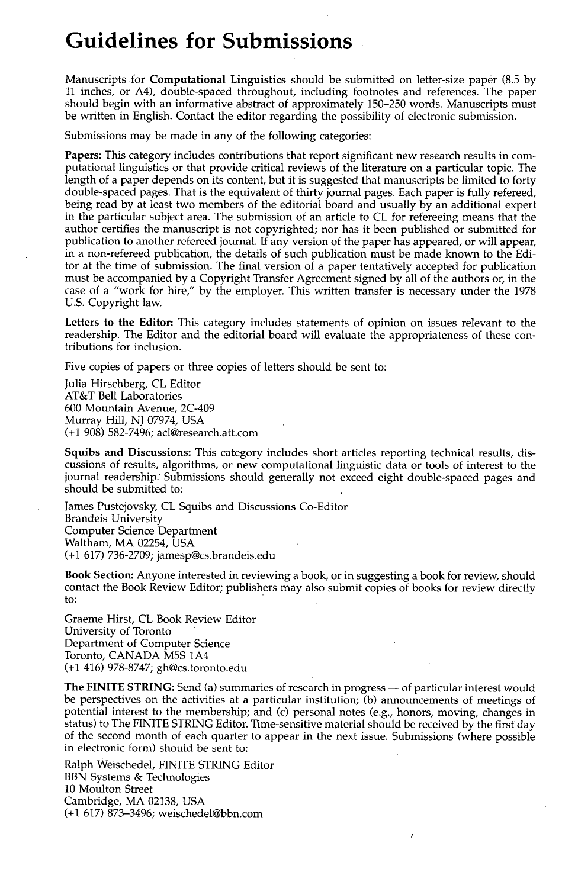# Guidelines for Submissions

Manuscripts for **Computational Linguistics** should be submitted on letter-size paper (8.5 by 11 inches, or A4), double-spaced throughout, including footnotes and references. The paper should begin with an informative abstract of approximately 150–250 words. Manuscripts must be written in English. Contact the editor regarding the possibility of electronic submission.

Submissions may be made in any of the following categories:

**Papers:** This category includes contributions that report significant new research results in computational linguistics or that provide critical reviews of the literature on a particular topic. The length of a paper depends on its content, but it is suggested that manuscripts be limited to forty double-spaced pages. That is the equivalent of thirty journal pages. Each paper is fully refereed, being read by at least two members of the editorial board and usually by an additional expert in the particular subject area. The submission of an article to CL for refereeing means that the author certifies the manuscript is not copyrighted; nor has it been published or submitted for publication to another refereed journal. If any version of the paper has appeared, or will appear, in a non-refereed publication, the details of such publication must be made known to the Editor at the time of submission. The final version of a paper tentatively accepted for publication must be accompanied by a Copyright Transfer Agreement signed by all of the authors or, in the case of a "work for hire," by the employer. This written transfer is necessary under the 1978 U.S. Copyright law.

**Letters to the Editor:** This category includes statements of opinion on issues relevant to the readership. The Editor and the editorial board will evaluate the appropriateness of these contributions for inclusion.

Five copies of papers or three copies of letters should be sent to:

Julia Hirschberg, CL Editor
AT&T Bell Laboratories
600 Mountain Avenue, 2C-409
Murray Hill, NJ 07974, USA
(+1 908) 582-7496; acl@research.att.com

**Squibs and Discussions:** This category includes short articles reporting technical results, discussions of results, algorithms, or new computational linguistic data or tools of interest to the journal readership. Submissions should generally not exceed eight double-spaced pages and should be submitted to:

James Pustejovsky, CL Squibs and Discussions Co-Editor
Brandeis University
Computer Science Department
Waltham, MA 02254, USA
(+1 617) 736-2709; jamesp@cs.brandeis.edu

**Book Section:** Anyone interested in reviewing a book, or in suggesting a book for review, should contact the Book Review Editor; publishers may also submit copies of books for review directly to:

Graeme Hirst, CL Book Review Editor
University of Toronto
Department of Computer Science
Toronto, CANADA M5S 1A4
(+1 416) 978-8747; gh@cs.toronto.edu

**The FINITE STRING:** Send (a) summaries of research in progress — of particular interest would be perspectives on the activities at a particular institution; (b) announcements of meetings of potential interest to the membership; and (c) personal notes (e.g., honors, moving, changes in status) to The FINITE STRING Editor. Time-sensitive material should be received by the first day of the second month of each quarter to appear in the next issue. Submissions (where possible in electronic form) should be sent to:

Ralph Weischedel, FINITE STRING Editor
BBN Systems & Technologies
10 Moulton Street
Cambridge, MA 02138, USA
(+1 617) 873–3496; weischedel@bbn.com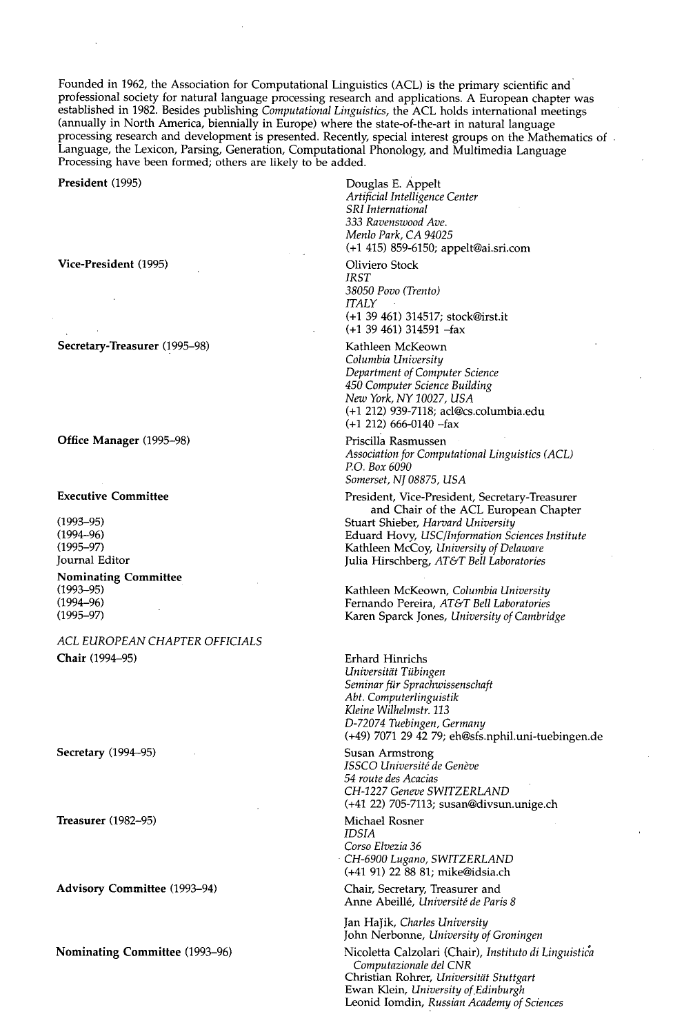Founded in 1962, the Association for Computational Linguistics (ACL) is the primary scientific and professional society for natural language processing research and applications. A European chapter was established in 1982. Besides publishing *Computational Linguistics*, the ACL holds international meetings (annually in North America, biennially in Europe) where the state-of-the-art in natural language processing research and development is presented. Recently, special interest groups on the Mathematics of Language, the Lexicon, Parsing, Generation, Computational Phonology, and Multimedia Language Processing have been formed; others are likely to be added.

**President** (1995)

Douglas E. Appelt
*Artificial Intelligence Center*
*SRI International*
*333 Ravenswood Ave.*
*Menlo Park, CA 94025*
(+1 415) 859-6150; appelt@ai.sri.com

**Vice-President** (1995)

Oliviero Stock
*IRST*
*38050 Povo (Trento)*
*ITALY*
(+1 39 461) 314517; stock@irst.it
(+1 39 461) 314591 –fax

**Secretary-Treasurer** (1995–98)

Kathleen McKeown
*Columbia University*
*Department of Computer Science*
*450 Computer Science Building*
*New York, NY 10027, USA*
(+1 212) 939-7118; acl@cs.columbia.edu
(+1 212) 666-0140 –fax

**Office Manager** (1995–98)

Priscilla Rasmussen
*Association for Computational Linguistics (ACL)*
*P.O. Box 6090*
*Somerset, NJ 08875, USA*

**Executive Committee**

President, Vice-President, Secretary-Treasurer and Chair of the ACL European Chapter

(1993–95) Stuart Shieber, *Harvard University*
(1994–96) Eduard Hovy, *USC/Information Sciences Institute*
(1995–97) Kathleen McCoy, *University of Delaware*
Journal Editor Julia Hirschberg, *AT&T Bell Laboratories*

**Nominating Committee**

(1993–95) Kathleen McKeown, *Columbia University*
(1994–96) Fernando Pereira, *AT&T Bell Laboratories*
(1995–97) Karen Sparck Jones, *University of Cambridge*

*ACL EUROPEAN CHAPTER OFFICIALS*

**Chair** (1994–95)

Erhard Hinrichs
*Universität Tübingen*
*Seminar für Sprachwissenschaft*
*Abt. Computerlinguistik*
*Kleine Wilhelmstr. 113*
*D-72074 Tuebingen, Germany*
(+49) 7071 29 42 79; eh@sfs.nphil.uni-tuebingen.de

**Secretary** (1994–95)

Susan Armstrong
*ISSCO Université de Genève*
*54 route des Acacias*
*CH-1227 Geneve SWITZERLAND*
(+41 22) 705-7113; susan@divsun.unige.ch

**Treasurer** (1982–95)

Michael Rosner
*IDSIA*
*Corso Elvezia 36*
*CH-6900 Lugano, SWITZERLAND*
(+41 91) 22 88 81; mike@idsia.ch

**Advisory Committee** (1993–94)

Chair, Secretary, Treasurer and
Anne Abeillé, *Université de Paris 8*

Jan Hajik, *Charles University*
John Nerbonne, *University of Groningen*

**Nominating Committee** (1993–96)

Nicoletta Calzolari (Chair), *Instituto di Linguistica Computazionale del CNR*
Christian Rohrer, *Universität Stuttgart*
Ewan Klein, *University of Edinburgh*
Leonid Iomdin, *Russian Academy of Sciences*